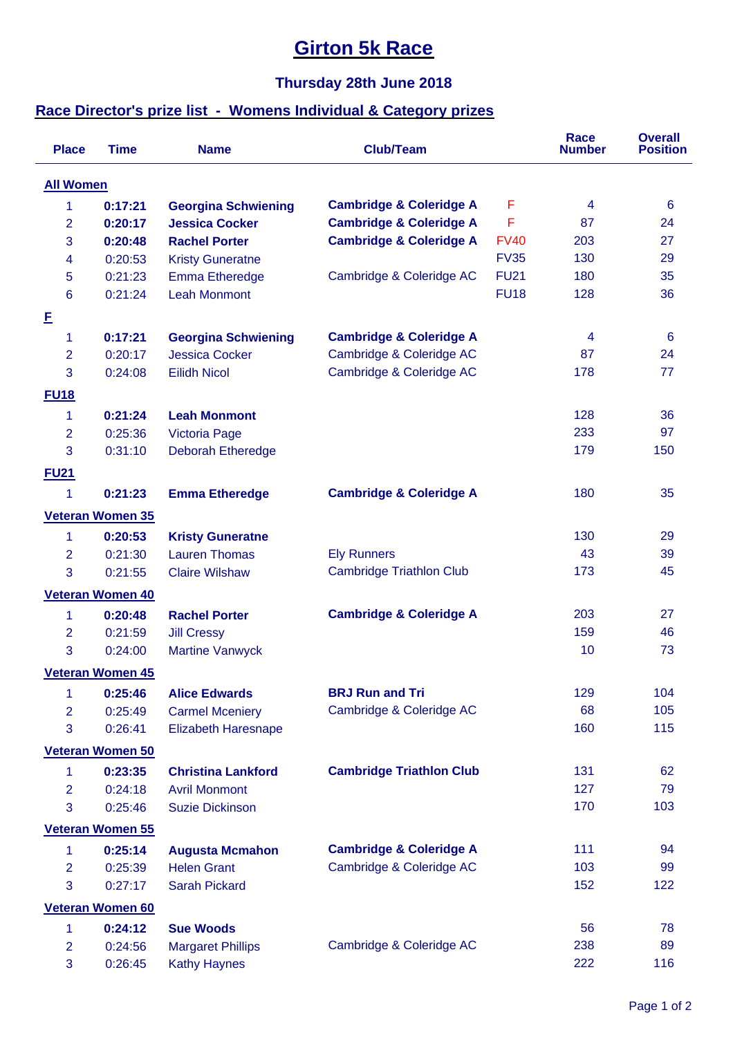# Girton 5k Race

## Thursday 28th June 2018

## Race Director's prize list - Womens Individual & Category prizes

| Place | Time | Name | Club/Team | | Race Number | Overall Position |
|---|---|---|---|---|---|---|
| **All Women** | | | | | | |
| 1 | **0:17:21** | **Georgina Schwiening** | **Cambridge & Coleridge A** | F | 4 | 6 |
| 2 | **0:20:17** | **Jessica Cocker** | **Cambridge & Coleridge A** | F | 87 | 24 |
| 3 | **0:20:48** | **Rachel Porter** | **Cambridge & Coleridge A** | FV40 | 203 | 27 |
| 4 | 0:20:53 | Kristy Guneratne | | FV35 | 130 | 29 |
| 5 | 0:21:23 | Emma Etheredge | Cambridge & Coleridge AC | FU21 | 180 | 35 |
| 6 | 0:21:24 | Leah Monmont | | FU18 | 128 | 36 |
| **F** | | | | | | |
| 1 | **0:17:21** | **Georgina Schwiening** | **Cambridge & Coleridge A** | | 4 | 6 |
| 2 | 0:20:17 | Jessica Cocker | Cambridge & Coleridge AC | | 87 | 24 |
| 3 | 0:24:08 | Eilidh Nicol | Cambridge & Coleridge AC | | 178 | 77 |
| **FU18** | | | | | | |
| 1 | **0:21:24** | **Leah Monmont** | | | 128 | 36 |
| 2 | 0:25:36 | Victoria Page | | | 233 | 97 |
| 3 | 0:31:10 | Deborah Etheredge | | | 179 | 150 |
| **FU21** | | | | | | |
| 1 | **0:21:23** | **Emma Etheredge** | **Cambridge & Coleridge A** | | 180 | 35 |
| **Veteran Women 35** | | | | | | |
| 1 | **0:20:53** | **Kristy Guneratne** | | | 130 | 29 |
| 2 | 0:21:30 | Lauren Thomas | Ely Runners | | 43 | 39 |
| 3 | 0:21:55 | Claire Wilshaw | Cambridge Triathlon Club | | 173 | 45 |
| **Veteran Women 40** | | | | | | |
| 1 | **0:20:48** | **Rachel Porter** | **Cambridge & Coleridge A** | | 203 | 27 |
| 2 | 0:21:59 | Jill Cressy | | | 159 | 46 |
| 3 | 0:24:00 | Martine Vanwyck | | | 10 | 73 |
| **Veteran Women 45** | | | | | | |
| 1 | **0:25:46** | **Alice Edwards** | **BRJ Run and Tri** | | 129 | 104 |
| 2 | 0:25:49 | Carmel Mceniery | Cambridge & Coleridge AC | | 68 | 105 |
| 3 | 0:26:41 | Elizabeth Haresnape | | | 160 | 115 |
| **Veteran Women 50** | | | | | | |
| 1 | **0:23:35** | **Christina Lankford** | **Cambridge Triathlon Club** | | 131 | 62 |
| 2 | 0:24:18 | Avril Monmont | | | 127 | 79 |
| 3 | 0:25:46 | Suzie Dickinson | | | 170 | 103 |
| **Veteran Women 55** | | | | | | |
| 1 | **0:25:14** | **Augusta Mcmahon** | **Cambridge & Coleridge A** | | 111 | 94 |
| 2 | 0:25:39 | Helen Grant | Cambridge & Coleridge AC | | 103 | 99 |
| 3 | 0:27:17 | Sarah Pickard | | | 152 | 122 |
| **Veteran Women 60** | | | | | | |
| 1 | **0:24:12** | **Sue Woods** | | | 56 | 78 |
| 2 | 0:24:56 | Margaret Phillips | Cambridge & Coleridge AC | | 238 | 89 |
| 3 | 0:26:45 | Kathy Haynes | | | 222 | 116 |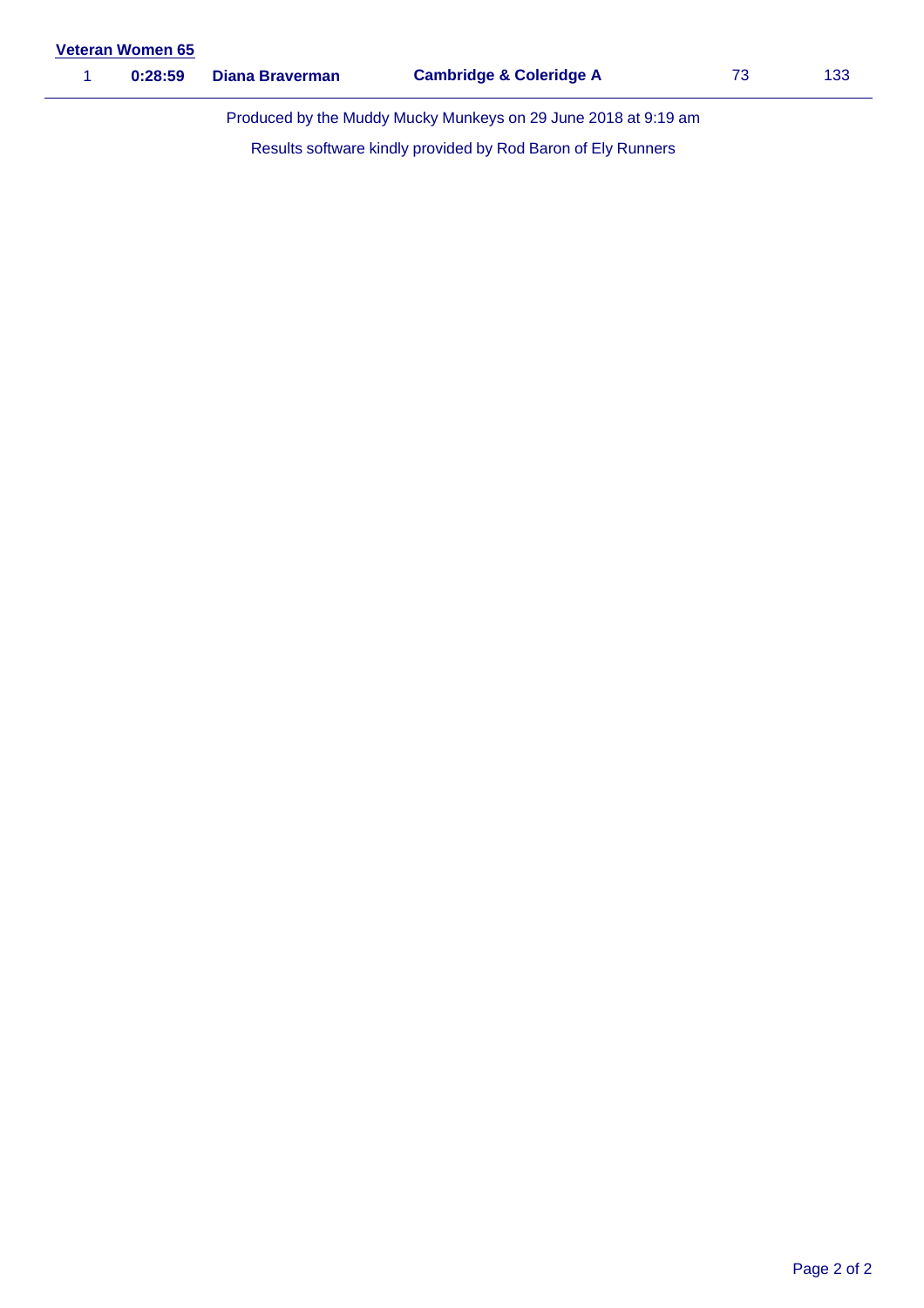**Veteran Women 65**

| | | | | | |
|---|---|---|---|---|---|
| 1 | **0:28:59** | **Diana Braverman** | **Cambridge & Coleridge A** | 73 | 133 |

Produced by the Muddy Mucky Munkeys on 29 June 2018 at 9:19 am

Results software kindly provided by Rod Baron of Ely Runners